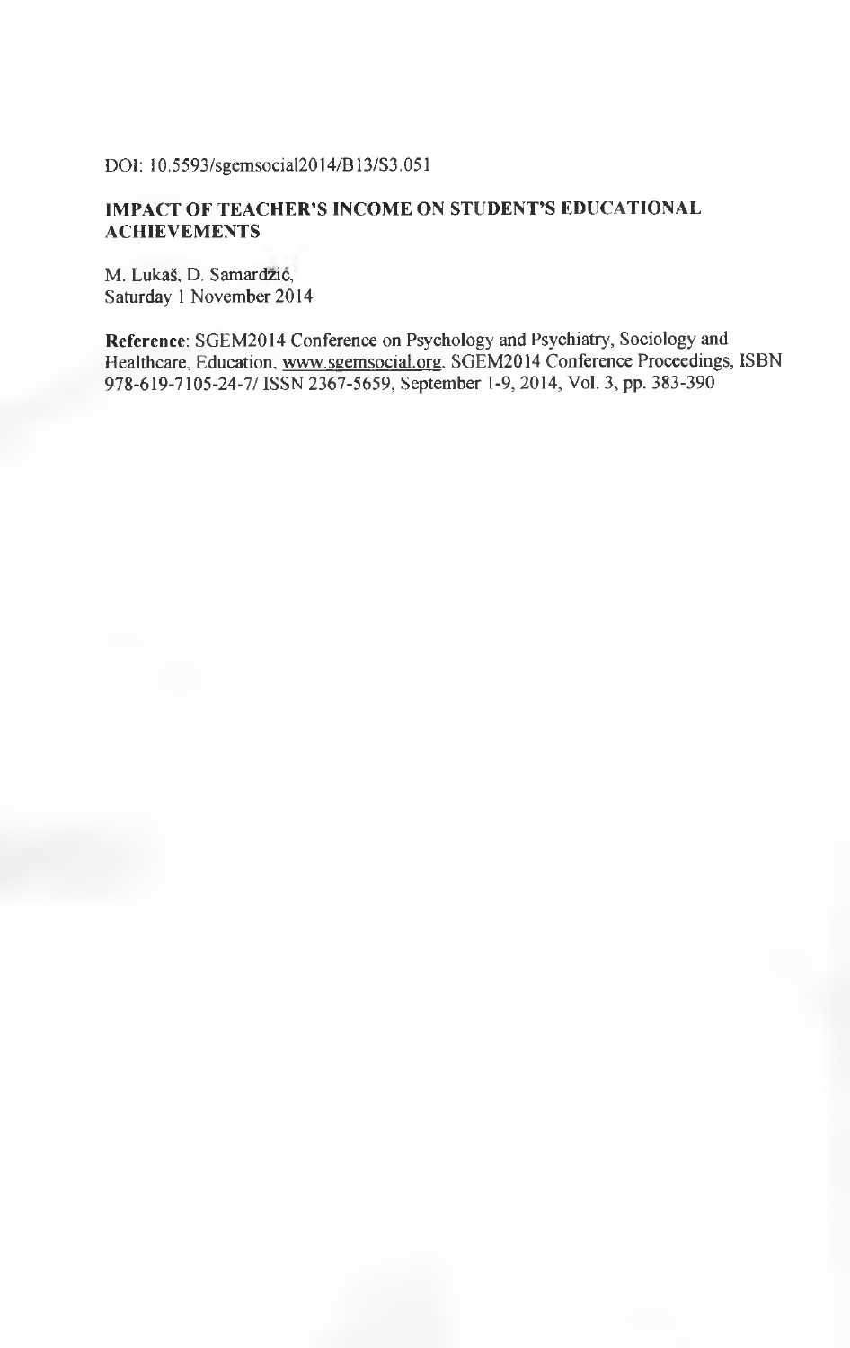DOI: 10.5593/sgemsocial2014/B13/S3.051

# IMPACT OF TEACHER'S INCOME ON STUDENT'S EDUCATIONAL ACHIEVEMENTS

M. Lukaš, D. Samardžić,
Saturday 1 November 2014

**Reference**: SGEM2014 Conference on Psychology and Psychiatry, Sociology and Healthcare, Education, www.sgemsocial.org, SGEM2014 Conference Proceedings, ISBN 978-619-7105-24-7/ ISSN 2367-5659, September 1-9, 2014, Vol. 3, pp. 383-390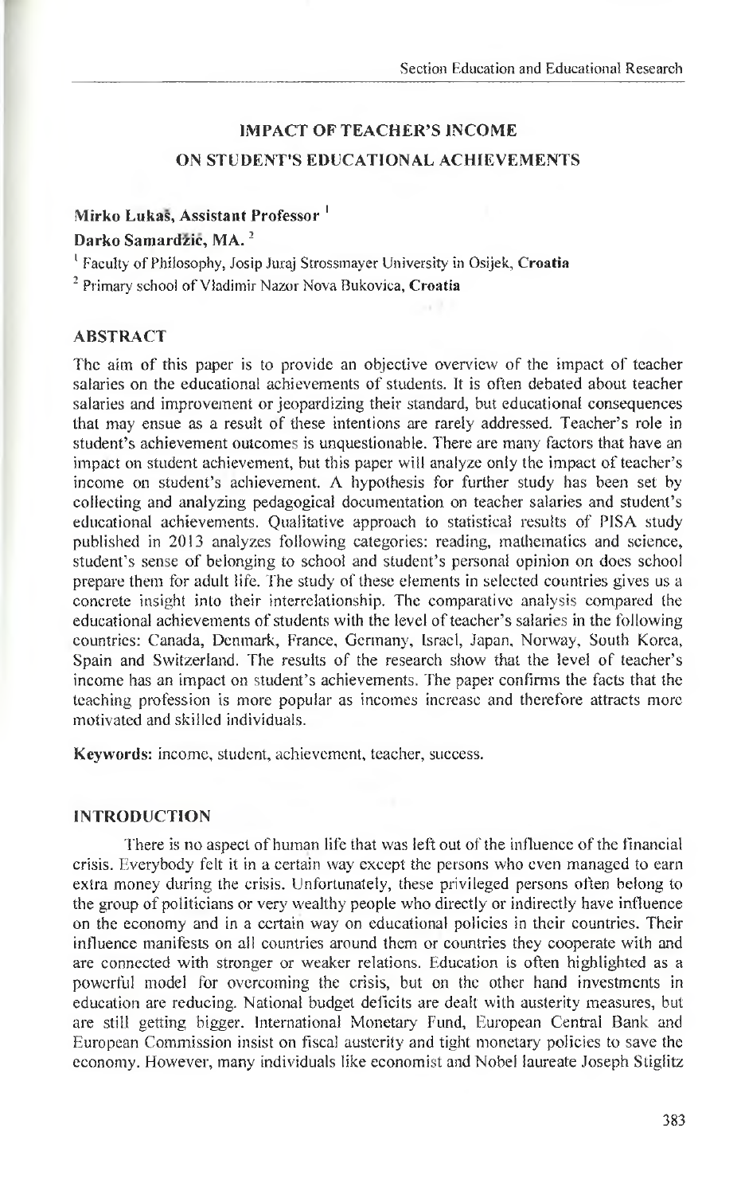# IMPACT OF TEACHER'S INCOME ON STUDENT'S EDUCATIONAL ACHIEVEMENTS

**Mirko Lukaš, Assistant Professor** [1]

**Darko Samardžić, MA.** [2]

[1] Faculty of Philosophy, Josip Juraj Strossmayer University in Osijek, **Croatia**

[2] Primary school of Vladimir Nazor Nova Bukovica, **Croatia**

## ABSTRACT

The aim of this paper is to provide an objective overview of the impact of teacher salaries on the educational achievements of students. It is often debated about teacher salaries and improvement or jeopardizing their standard, but educational consequences that may ensue as a result of these intentions are rarely addressed. Teacher's role in student's achievement outcomes is unquestionable. There are many factors that have an impact on student achievement, but this paper will analyze only the impact of teacher's income on student's achievement. A hypothesis for further study has been set by collecting and analyzing pedagogical documentation on teacher salaries and student's educational achievements. Qualitative approach to statistical results of PISA study published in 2013 analyzes following categories: reading, mathematics and science, student's sense of belonging to school and student's personal opinion on does school prepare them for adult life. The study of these elements in selected countries gives us a concrete insight into their interrelationship. The comparative analysis compared the educational achievements of students with the level of teacher's salaries in the following countries: Canada, Denmark, France, Germany, Israel, Japan, Norway, South Korea, Spain and Switzerland. The results of the research show that the level of teacher's income has an impact on student's achievements. The paper confirms the facts that the teaching profession is more popular as incomes increase and therefore attracts more motivated and skilled individuals.

**Keywords:** income, student, achievement, teacher, success.

## INTRODUCTION

There is no aspect of human life that was left out of the influence of the financial crisis. Everybody felt it in a certain way except the persons who even managed to earn extra money during the crisis. Unfortunately, these privileged persons often belong to the group of politicians or very wealthy people who directly or indirectly have influence on the economy and in a certain way on educational policies in their countries. Their influence manifests on all countries around them or countries they cooperate with and are connected with stronger or weaker relations. Education is often highlighted as a powerful model for overcoming the crisis, but on the other hand investments in education are reducing. National budget deficits are dealt with austerity measures, but are still getting bigger. International Monetary Fund, European Central Bank and European Commission insist on fiscal austerity and tight monetary policies to save the economy. However, many individuals like economist and Nobel laureate Joseph Stiglitz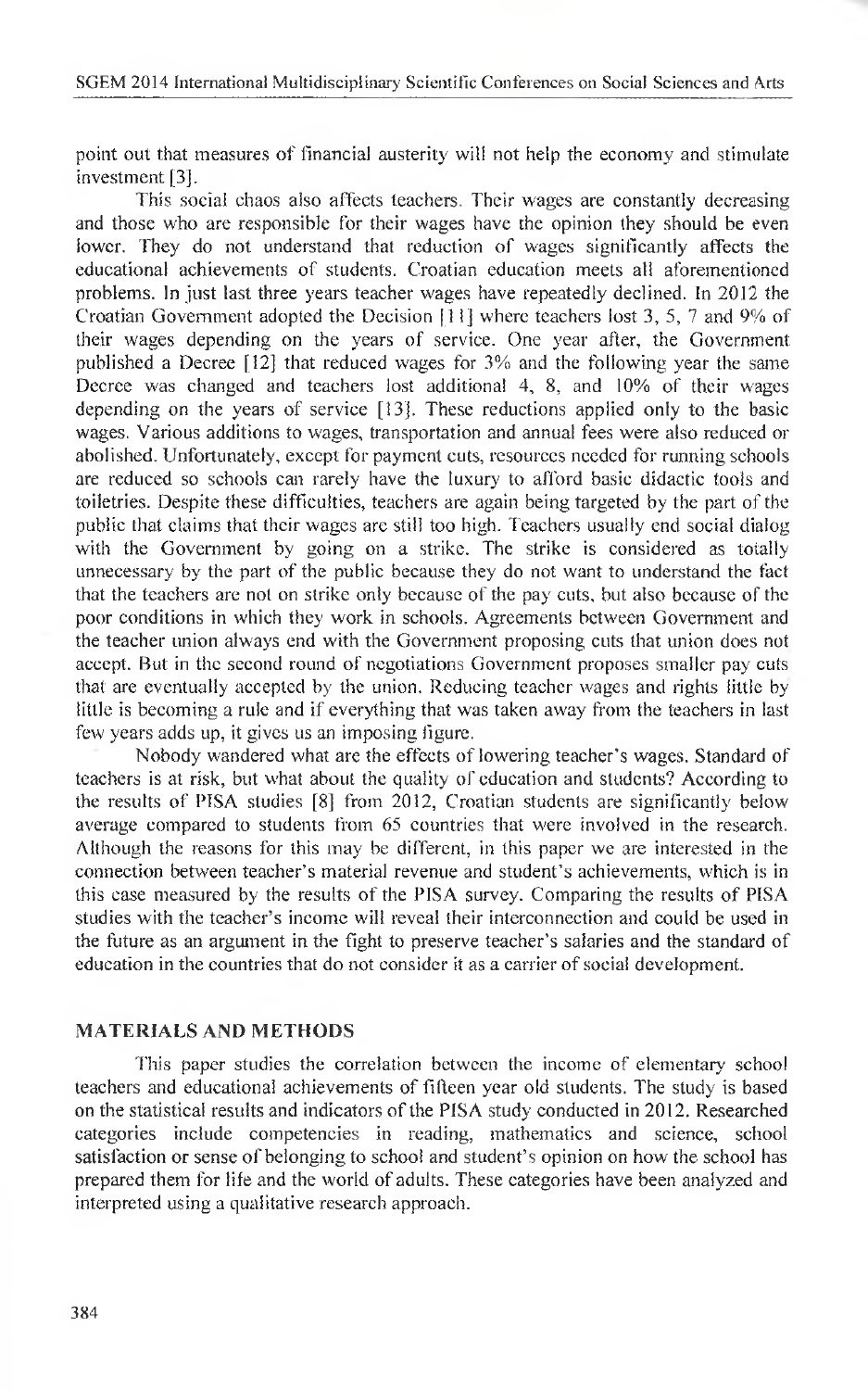point out that measures of financial austerity will not help the economy and stimulate investment [3].

This social chaos also affects teachers. Their wages are constantly decreasing and those who are responsible for their wages have the opinion they should be even lower. They do not understand that reduction of wages significantly affects the educational achievements of students. Croatian education meets all aforementioned problems. In just last three years teacher wages have repeatedly declined. In 2012 the Croatian Government adopted the Decision [11] where teachers lost 3, 5, 7 and 9% of their wages depending on the years of service. One year after, the Government published a Decree [12] that reduced wages for 3% and the following year the same Decree was changed and teachers lost additional 4, 8, and 10% of their wages depending on the years of service [13]. These reductions applied only to the basic wages. Various additions to wages, transportation and annual fees were also reduced or abolished. Unfortunately, except for payment cuts, resources needed for running schools are reduced so schools can rarely have the luxury to afford basic didactic tools and toiletries. Despite these difficulties, teachers are again being targeted by the part of the public that claims that their wages are still too high. Teachers usually end social dialog with the Government by going on a strike. The strike is considered as totally unnecessary by the part of the public because they do not want to understand the fact that the teachers are not on strike only because of the pay cuts, but also because of the poor conditions in which they work in schools. Agreements between Government and the teacher union always end with the Government proposing cuts that union does not accept. But in the second round of negotiations Government proposes smaller pay cuts that are eventually accepted by the union. Reducing teacher wages and rights little by little is becoming a rule and if everything that was taken away from the teachers in last few years adds up, it gives us an imposing figure.

Nobody wandered what are the effects of lowering teacher's wages. Standard of teachers is at risk, but what about the quality of education and students? According to the results of PISA studies [8] from 2012, Croatian students are significantly below average compared to students from 65 countries that were involved in the research. Although the reasons for this may be different, in this paper we are interested in the connection between teacher's material revenue and student's achievements, which is in this case measured by the results of the PISA survey. Comparing the results of PISA studies with the teacher's income will reveal their interconnection and could be used in the future as an argument in the fight to preserve teacher's salaries and the standard of education in the countries that do not consider it as a carrier of social development.

## MATERIALS AND METHODS

This paper studies the correlation between the income of elementary school teachers and educational achievements of fifteen year old students. The study is based on the statistical results and indicators of the PISA study conducted in 2012. Researched categories include competencies in reading, mathematics and science, school satisfaction or sense of belonging to school and student's opinion on how the school has prepared them for life and the world of adults. These categories have been analyzed and interpreted using a qualitative research approach.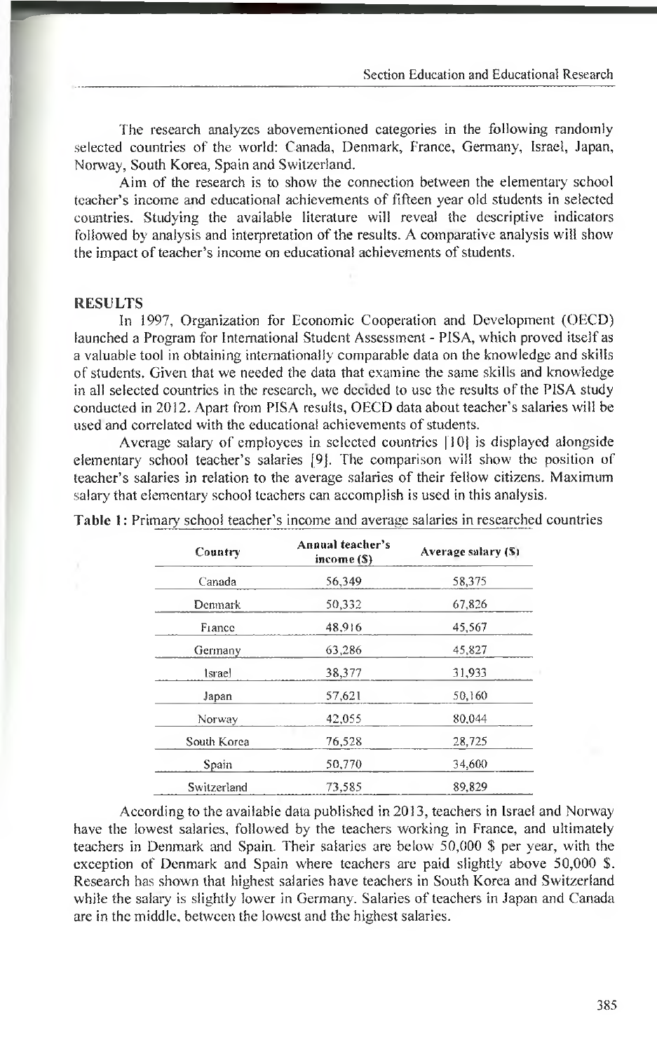The research analyzes abovementioned categories in the following randomly selected countries of the world: Canada, Denmark, France, Germany, Israel, Japan, Norway, South Korea, Spain and Switzerland.

Aim of the research is to show the connection between the elementary school teacher's income and educational achievements of fifteen year old students in selected countries. Studying the available literature will reveal the descriptive indicators followed by analysis and interpretation of the results. A comparative analysis will show the impact of teacher's income on educational achievements of students.

## RESULTS

In 1997, Organization for Economic Cooperation and Development (OECD) launched a Program for International Student Assessment - PISA, which proved itself as a valuable tool in obtaining internationally comparable data on the knowledge and skills of students. Given that we needed the data that examine the same skills and knowledge in all selected countries in the research, we decided to use the results of the PISA study conducted in 2012. Apart from PISA results, OECD data about teacher's salaries will be used and correlated with the educational achievements of students.

Average salary of employees in selected countries [10] is displayed alongside elementary school teacher's salaries [9]. The comparison will show the position of teacher's salaries in relation to the average salaries of their fellow citizens. Maximum salary that elementary school teachers can accomplish is used in this analysis.

**Table 1:** Primary school teacher's income and average salaries in researched countries

| Country | Annual teacher's income ($) | Average salary ($) |
|---|---|---|
| Canada | 56,349 | 58,375 |
| Denmark | 50,332 | 67,826 |
| France | 48,916 | 45,567 |
| Germany | 63,286 | 45,827 |
| Israel | 38,377 | 31,933 |
| Japan | 57,621 | 50,160 |
| Norway | 42,055 | 80,044 |
| South Korea | 76,528 | 28,725 |
| Spain | 50,770 | 34,600 |
| Switzerland | 73,585 | 89,829 |

According to the available data published in 2013, teachers in Israel and Norway have the lowest salaries, followed by the teachers working in France, and ultimately teachers in Denmark and Spain. Their salaries are below 50,000 $ per year, with the exception of Denmark and Spain where teachers are paid slightly above 50,000 $. Research has shown that highest salaries have teachers in South Korea and Switzerland while the salary is slightly lower in Germany. Salaries of teachers in Japan and Canada are in the middle, between the lowest and the highest salaries.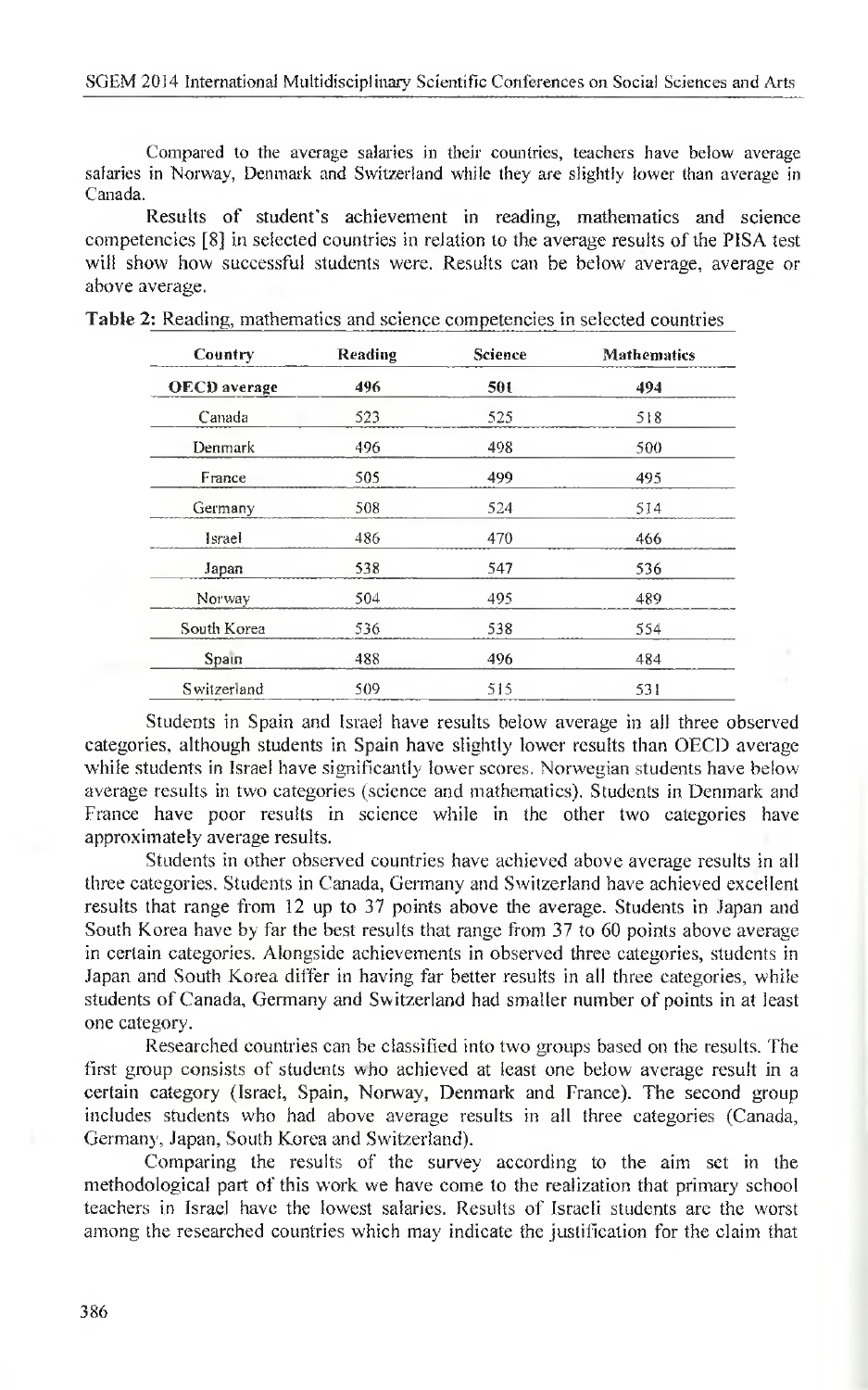Compared to the average salaries in their countries, teachers have below average salaries in Norway, Denmark and Switzerland while they are slightly lower than average in Canada.

Results of student's achievement in reading, mathematics and science competencies [8] in selected countries in relation to the average results of the PISA test will show how successful students were. Results can be below average, average or above average.

**Table 2:** Reading, mathematics and science competencies in selected countries

| Country | Reading | Science | Mathematics |
|---|---|---|---|
| **OECD average** | **496** | **501** | **494** |
| Canada | 523 | 525 | 518 |
| Denmark | 496 | 498 | 500 |
| France | 505 | 499 | 495 |
| Germany | 508 | 524 | 514 |
| Israel | 486 | 470 | 466 |
| Japan | 538 | 547 | 536 |
| Norway | 504 | 495 | 489 |
| South Korea | 536 | 538 | 554 |
| Spain | 488 | 496 | 484 |
| Switzerland | 509 | 515 | 531 |

Students in Spain and Israel have results below average in all three observed categories, although students in Spain have slightly lower results than OECD average while students in Israel have significantly lower scores. Norwegian students have below average results in two categories (science and mathematics). Students in Denmark and France have poor results in science while in the other two categories have approximately average results.

Students in other observed countries have achieved above average results in all three categories. Students in Canada, Germany and Switzerland have achieved excellent results that range from 12 up to 37 points above the average. Students in Japan and South Korea have by far the best results that range from 37 to 60 points above average in certain categories. Alongside achievements in observed three categories, students in Japan and South Korea differ in having far better results in all three categories, while students of Canada, Germany and Switzerland had smaller number of points in at least one category.

Researched countries can be classified into two groups based on the results. The first group consists of students who achieved at least one below average result in a certain category (Israel, Spain, Norway, Denmark and France). The second group includes students who had above average results in all three categories (Canada, Germany, Japan, South Korea and Switzerland).

Comparing the results of the survey according to the aim set in the methodological part of this work we have come to the realization that primary school teachers in Israel have the lowest salaries. Results of Israeli students are the worst among the researched countries which may indicate the justification for the claim that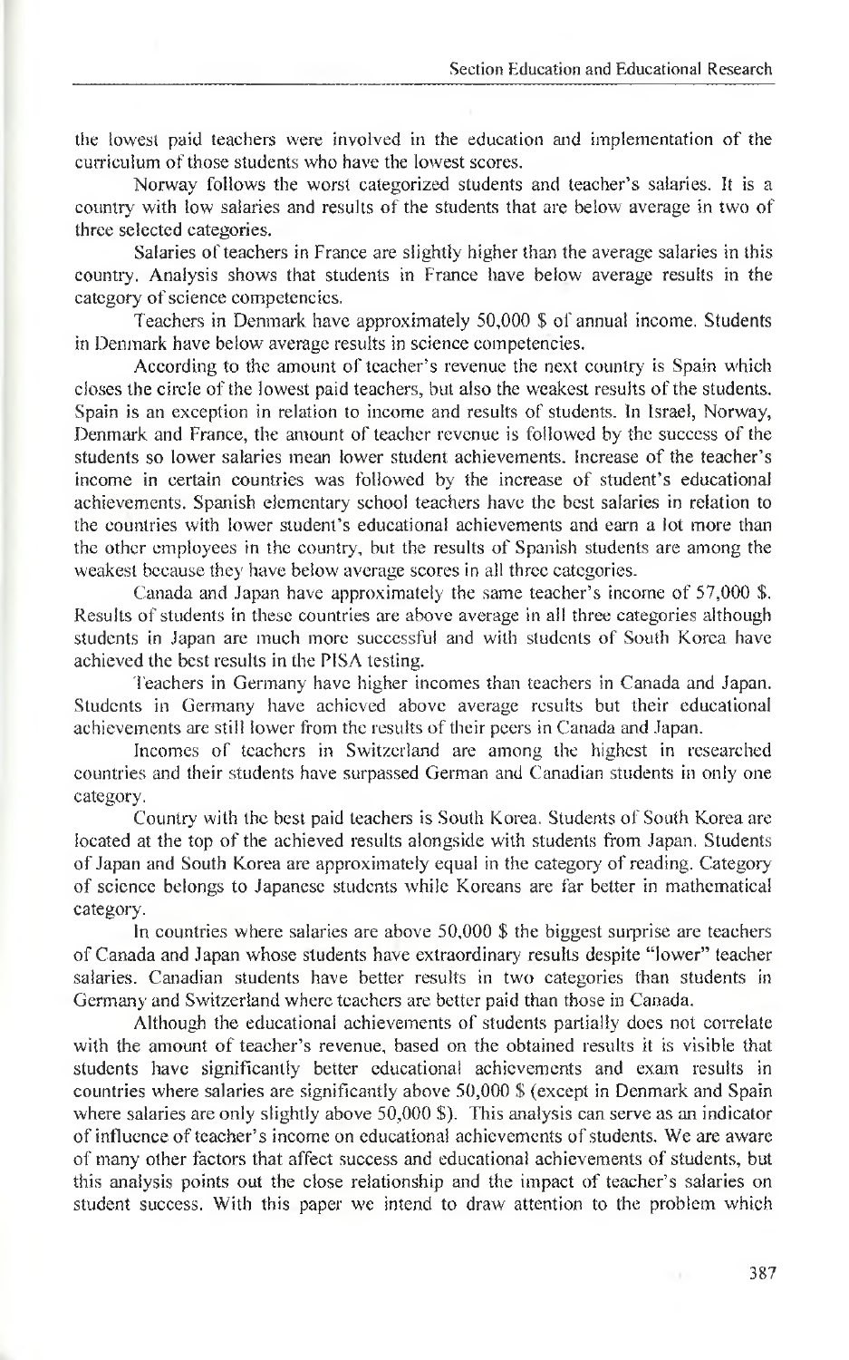the lowest paid teachers were involved in the education and implementation of the curriculum of those students who have the lowest scores.

Norway follows the worst categorized students and teacher's salaries. It is a country with low salaries and results of the students that are below average in two of three selected categories.

Salaries of teachers in France are slightly higher than the average salaries in this country. Analysis shows that students in France have below average results in the category of science competencies.

Teachers in Denmark have approximately 50,000 $ of annual income. Students in Denmark have below average results in science competencies.

According to the amount of teacher's revenue the next country is Spain which closes the circle of the lowest paid teachers, but also the weakest results of the students. Spain is an exception in relation to income and results of students. In Israel, Norway, Denmark and France, the amount of teacher revenue is followed by the success of the students so lower salaries mean lower student achievements. Increase of the teacher's income in certain countries was followed by the increase of student's educational achievements. Spanish elementary school teachers have the best salaries in relation to the countries with lower student's educational achievements and earn a lot more than the other employees in the country, but the results of Spanish students are among the weakest because they have below average scores in all three categories.

Canada and Japan have approximately the same teacher's income of 57,000 $. Results of students in these countries are above average in all three categories although students in Japan are much more successful and with students of South Korea have achieved the best results in the PISA testing.

Teachers in Germany have higher incomes than teachers in Canada and Japan. Students in Germany have achieved above average results but their educational achievements are still lower from the results of their peers in Canada and Japan.

Incomes of teachers in Switzerland are among the highest in researched countries and their students have surpassed German and Canadian students in only one category.

Country with the best paid teachers is South Korea. Students of South Korea are located at the top of the achieved results alongside with students from Japan. Students of Japan and South Korea are approximately equal in the category of reading. Category of science belongs to Japanese students while Koreans are far better in mathematical category.

In countries where salaries are above 50,000 $ the biggest surprise are teachers of Canada and Japan whose students have extraordinary results despite "lower" teacher salaries. Canadian students have better results in two categories than students in Germany and Switzerland where teachers are better paid than those in Canada.

Although the educational achievements of students partially does not correlate with the amount of teacher's revenue, based on the obtained results it is visible that students have significantly better educational achievements and exam results in countries where salaries are significantly above 50,000 $ (except in Denmark and Spain where salaries are only slightly above 50,000 $). This analysis can serve as an indicator of influence of teacher's income on educational achievements of students. We are aware of many other factors that affect success and educational achievements of students, but this analysis points out the close relationship and the impact of teacher's salaries on student success. With this paper we intend to draw attention to the problem which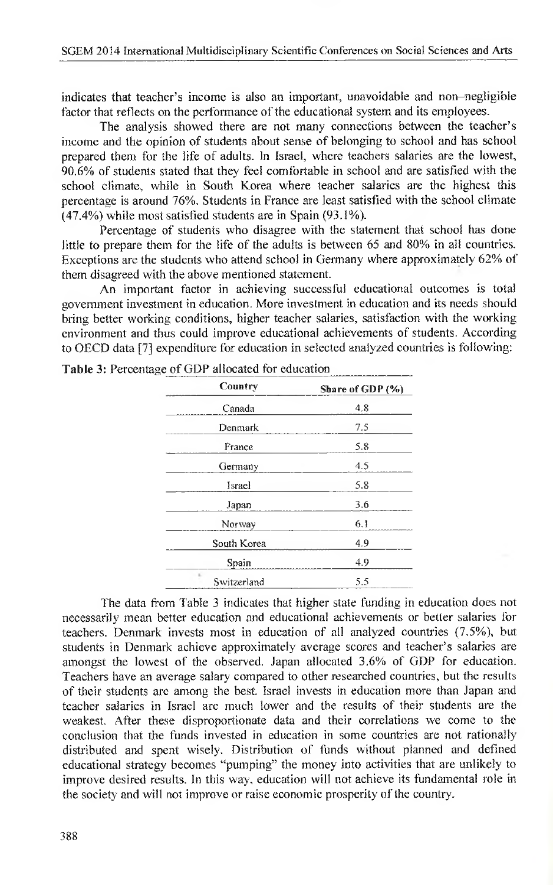indicates that teacher's income is also an important, unavoidable and non–negligible factor that reflects on the performance of the educational system and its employees.

The analysis showed there are not many connections between the teacher's income and the opinion of students about sense of belonging to school and has school prepared them for the life of adults. In Israel, where teachers salaries are the lowest, 90.6% of students stated that they feel comfortable in school and are satisfied with the school climate, while in South Korea where teacher salaries are the highest this percentage is around 76%. Students in France are least satisfied with the school climate (47.4%) while most satisfied students are in Spain (93.1%).

Percentage of students who disagree with the statement that school has done little to prepare them for the life of the adults is between 65 and 80% in all countries. Exceptions are the students who attend school in Germany where approximately 62% of them disagreed with the above mentioned statement.

An important factor in achieving successful educational outcomes is total government investment in education. More investment in education and its needs should bring better working conditions, higher teacher salaries, satisfaction with the working environment and thus could improve educational achievements of students. According to OECD data [7] expenditure for education in selected analyzed countries is following:

**Table 3:** Percentage of GDP allocated for education

| Country | Share of GDP (%) |
|---|---|
| Canada | 4.8 |
| Denmark | 7.5 |
| France | 5.8 |
| Germany | 4.5 |
| Israel | 5.8 |
| Japan | 3.6 |
| Norway | 6.1 |
| South Korea | 4.9 |
| Spain | 4.9 |
| Switzerland | 5.5 |

The data from Table 3 indicates that higher state funding in education does not necessarily mean better education and educational achievements or better salaries for teachers. Denmark invests most in education of all analyzed countries (7.5%), but students in Denmark achieve approximately average scores and teacher's salaries are amongst the lowest of the observed. Japan allocated 3.6% of GDP for education. Teachers have an average salary compared to other researched countries, but the results of their students are among the best. Israel invests in education more than Japan and teacher salaries in Israel are much lower and the results of their students are the weakest. After these disproportionate data and their correlations we come to the conclusion that the funds invested in education in some countries are not rationally distributed and spent wisely. Distribution of funds without planned and defined educational strategy becomes "pumping" the money into activities that are unlikely to improve desired results. In this way, education will not achieve its fundamental role in the society and will not improve or raise economic prosperity of the country.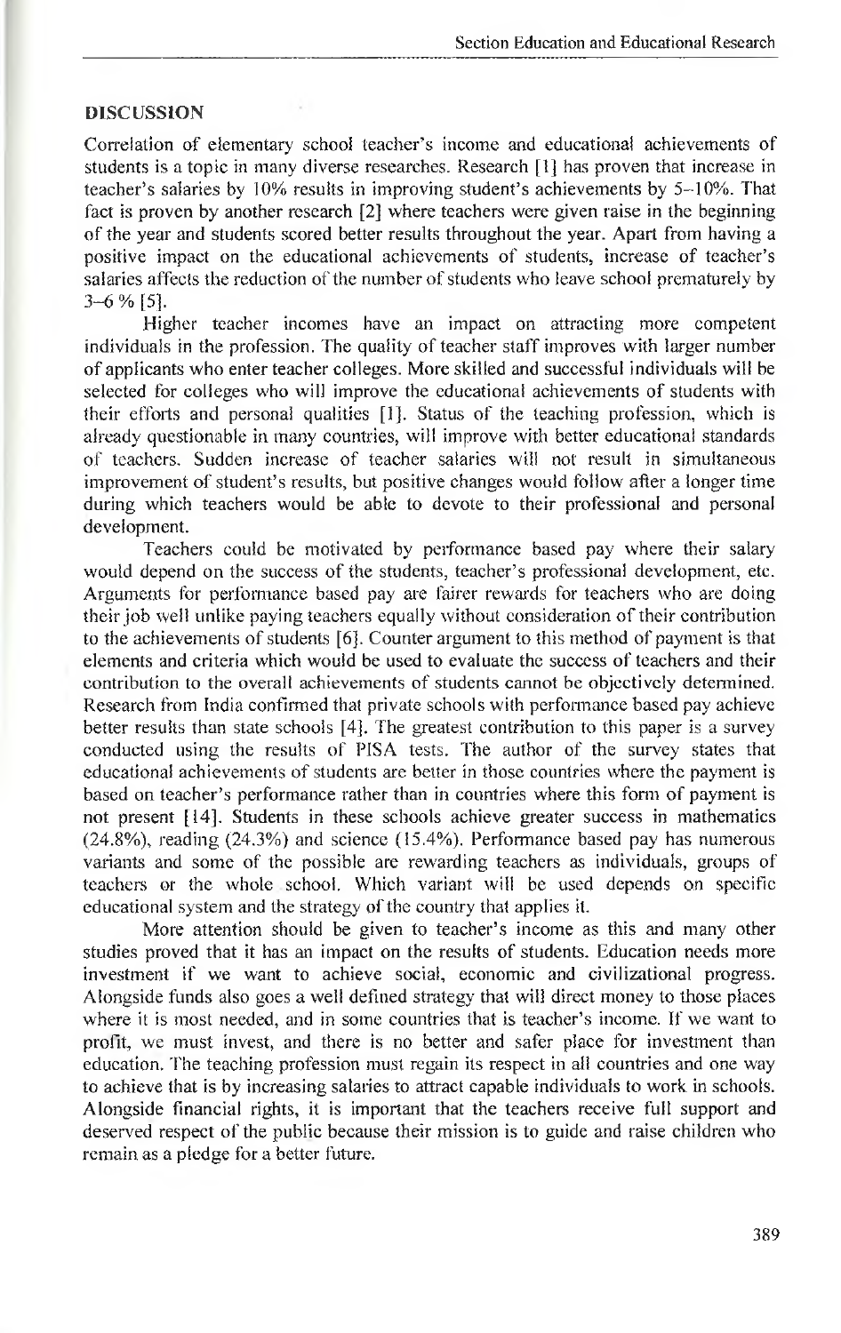## DISCUSSION

Correlation of elementary school teacher's income and educational achievements of students is a topic in many diverse researches. Research [1] has proven that increase in teacher's salaries by 10% results in improving student's achievements by 5–10%. That fact is proven by another research [2] where teachers were given raise in the beginning of the year and students scored better results throughout the year. Apart from having a positive impact on the educational achievements of students, increase of teacher's salaries affects the reduction of the number of students who leave school prematurely by 3–6 % [5].

Higher teacher incomes have an impact on attracting more competent individuals in the profession. The quality of teacher staff improves with larger number of applicants who enter teacher colleges. More skilled and successful individuals will be selected for colleges who will improve the educational achievements of students with their efforts and personal qualities [1]. Status of the teaching profession, which is already questionable in many countries, will improve with better educational standards of teachers. Sudden increase of teacher salaries will not result in simultaneous improvement of student's results, but positive changes would follow after a longer time during which teachers would be able to devote to their professional and personal development.

Teachers could be motivated by performance based pay where their salary would depend on the success of the students, teacher's professional development, etc. Arguments for performance based pay are fairer rewards for teachers who are doing their job well unlike paying teachers equally without consideration of their contribution to the achievements of students [6]. Counter argument to this method of payment is that elements and criteria which would be used to evaluate the success of teachers and their contribution to the overall achievements of students cannot be objectively determined. Research from India confirmed that private schools with performance based pay achieve better results than state schools [4]. The greatest contribution to this paper is a survey conducted using the results of PISA tests. The author of the survey states that educational achievements of students are better in those countries where the payment is based on teacher's performance rather than in countries where this form of payment is not present [14]. Students in these schools achieve greater success in mathematics (24.8%), reading (24.3%) and science (15.4%). Performance based pay has numerous variants and some of the possible are rewarding teachers as individuals, groups of teachers or the whole school. Which variant will be used depends on specific educational system and the strategy of the country that applies it.

More attention should be given to teacher's income as this and many other studies proved that it has an impact on the results of students. Education needs more investment if we want to achieve social, economic and civilizational progress. Alongside funds also goes a well defined strategy that will direct money to those places where it is most needed, and in some countries that is teacher's income. If we want to profit, we must invest, and there is no better and safer place for investment than education. The teaching profession must regain its respect in all countries and one way to achieve that is by increasing salaries to attract capable individuals to work in schools. Alongside financial rights, it is important that the teachers receive full support and deserved respect of the public because their mission is to guide and raise children who remain as a pledge for a better future.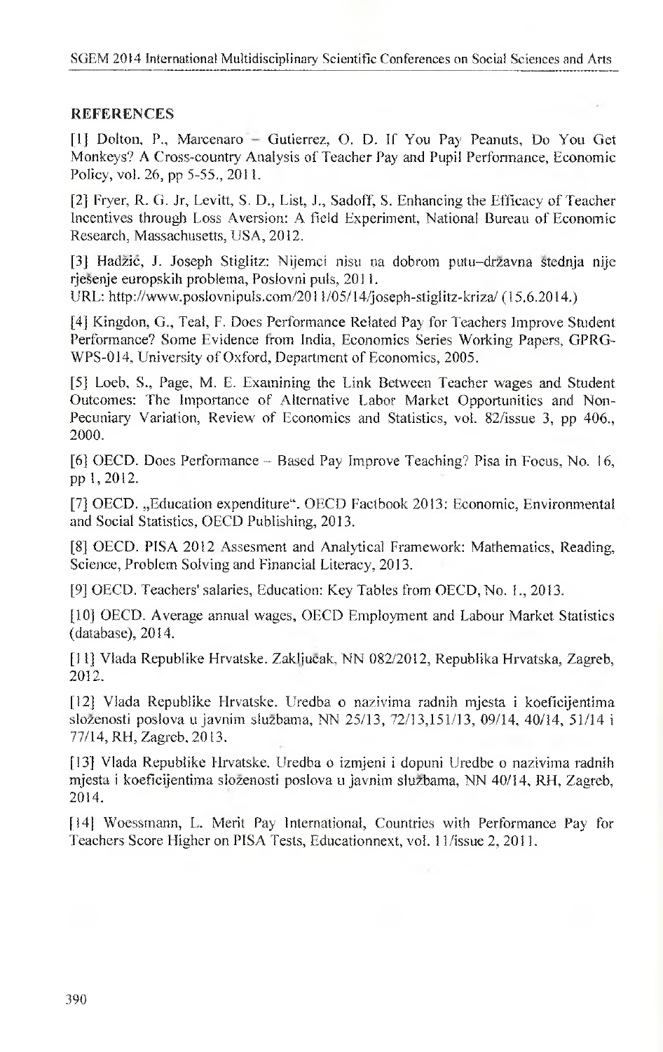## REFERENCES

[1] Dolton, P., Marcenaro – Gutierrez, O. D. If You Pay Peanuts, Do You Get Monkeys? A Cross-country Analysis of Teacher Pay and Pupil Performance, Economic Policy, vol. 26, pp 5-55., 2011.

[2] Fryer, R. G. Jr, Levitt, S. D., List, J., Sadoff, S. Enhancing the Efficacy of Teacher Incentives through Loss Aversion: A field Experiment, National Bureau of Economic Research, Massachusetts, USA, 2012.

[3] Hadžić, J. Joseph Stiglitz: Nijemci nisu na dobrom putu–državna štednja nije rješenje europskih problema, Poslovni puls, 2011.
URL: http://www.poslovnipuls.com/2011/05/14/joseph-stiglitz-kriza/ (15.6.2014.)

[4] Kingdon, G., Teal, F. Does Performance Related Pay for Teachers Improve Student Performance? Some Evidence from India, Economics Series Working Papers, GPRG-WPS-014, University of Oxford, Department of Economics, 2005.

[5] Loeb, S., Page, M. E. Examining the Link Between Teacher wages and Student Outcomes: The Importance of Alternative Labor Market Opportunities and Non-Pecuniary Variation, Review of Economics and Statistics, vol. 82/issue 3, pp 406., 2000.

[6] OECD. Does Performance – Based Pay Improve Teaching? Pisa in Focus, No. 16, pp 1, 2012.

[7] OECD. „Education expenditure". OECD Factbook 2013: Economic, Environmental and Social Statistics, OECD Publishing, 2013.

[8] OECD. PISA 2012 Assesment and Analytical Framework: Mathematics, Reading, Science, Problem Solving and Financial Literacy, 2013.

[9] OECD. Teachers' salaries, Education: Key Tables from OECD, No. 1., 2013.

[10] OECD. Average annual wages, OECD Employment and Labour Market Statistics (database), 2014.

[11] Vlada Republike Hrvatske. Zaključak, NN 082/2012, Republika Hrvatska, Zagreb, 2012.

[12] Vlada Republike Hrvatske. Uredba o nazivima radnih mjesta i koeficijentima složenosti poslova u javnim službama, NN 25/13, 72/13,151/13, 09/14, 40/14, 51/14 i 77/14, RH, Zagreb, 2013.

[13] Vlada Republike Hrvatske. Uredba o izmjeni i dopuni Uredbe o nazivima radnih mjesta i koeficijentima složenosti poslova u javnim službama, NN 40/14, RH, Zagreb, 2014.

[14] Woessmann, L. Merit Pay International, Countries with Performance Pay for Teachers Score Higher on PISA Tests, Educationnext, vol. 11/issue 2, 2011.